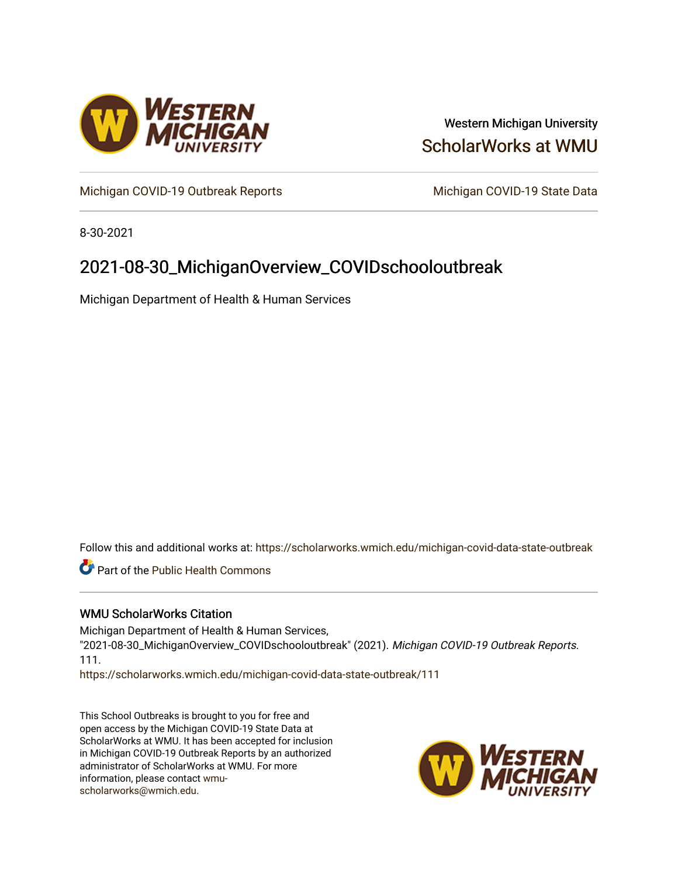Western Michigan University

ScholarWorks at WMU

Michigan COVID-19 Outbreak Reports

Michigan COVID-19 State Data

8-30-2021

# 2021-08-30_MichiganOverview_COVIDschooloutbreak

Michigan Department of Health & Human Services

Follow this and additional works at: https://scholarworks.wmich.edu/michigan-covid-data-state-outbreak

Part of the Public Health Commons

### WMU ScholarWorks Citation

Michigan Department of Health & Human Services, "2021-08-30_MichiganOverview_COVIDschooloutbreak" (2021). *Michigan COVID-19 Outbreak Reports*. 111.
https://scholarworks.wmich.edu/michigan-covid-data-state-outbreak/111

This School Outbreaks is brought to you for free and open access by the Michigan COVID-19 State Data at ScholarWorks at WMU. It has been accepted for inclusion in Michigan COVID-19 Outbreak Reports by an authorized administrator of ScholarWorks at WMU. For more information, please contact wmu-scholarworks@wmich.edu.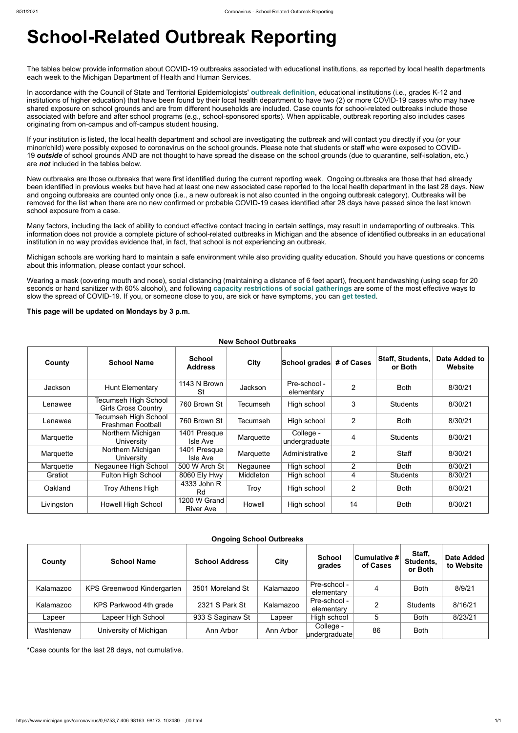# School-Related Outbreak Reporting

The tables below provide information about COVID-19 outbreaks associated with educational institutions, as reported by local health departments each week to the Michigan Department of Health and Human Services.

In accordance with the Council of State and Territorial Epidemiologists' **outbreak definition**, educational institutions (i.e., grades K-12 and institutions of higher education) that have been found by their local health department to have two (2) or more COVID-19 cases who may have shared exposure on school grounds and are from different households are included. Case counts for school-related outbreaks include those associated with before and after school programs (e.g., school-sponsored sports). When applicable, outbreak reporting also includes cases originating from on-campus and off-campus student housing.

If your institution is listed, the local health department and school are investigating the outbreak and will contact you directly if you (or your minor/child) were possibly exposed to coronavirus on the school grounds. Please note that students or staff who were exposed to COVID-19 ***outside*** of school grounds AND are not thought to have spread the disease on the school grounds (due to quarantine, self-isolation, etc.) are ***not*** included in the tables below.

New outbreaks are those outbreaks that were first identified during the current reporting week. Ongoing outbreaks are those that had already been identified in previous weeks but have had at least one new associated case reported to the local health department in the last 28 days. New and ongoing outbreaks are counted only once (i.e., a new outbreak is not also counted in the ongoing outbreak category). Outbreaks will be removed for the list when there are no new confirmed or probable COVID-19 cases identified after 28 days have passed since the last known school exposure from a case.

Many factors, including the lack of ability to conduct effective contact tracing in certain settings, may result in underreporting of outbreaks. This information does not provide a complete picture of school-related outbreaks in Michigan and the absence of identified outbreaks in an educational institution in no way provides evidence that, in fact, that school is not experiencing an outbreak.

Michigan schools are working hard to maintain a safe environment while also providing quality education. Should you have questions or concerns about this information, please contact your school.

Wearing a mask (covering mouth and nose), social distancing (maintaining a distance of 6 feet apart), frequent handwashing (using soap for 20 seconds or hand sanitizer with 60% alcohol), and following **capacity restrictions of social gatherings** are some of the most effective ways to slow the spread of COVID-19. If you, or someone close to you, are sick or have symptoms, you can **get tested**.

**This page will be updated on Mondays by 3 p.m.**

**New School Outbreaks**

| County | School Name | School Address | City | School grades | # of Cases | Staff, Students, or Both | Date Added to Website |
|---|---|---|---|---|---|---|---|
| Jackson | Hunt Elementary | 1143 N Brown St | Jackson | Pre-school - elementary | 2 | Both | 8/30/21 |
| Lenawee | Tecumseh High School Girls Cross Country | 760 Brown St | Tecumseh | High school | 3 | Students | 8/30/21 |
| Lenawee | Tecumseh High School Freshman Football | 760 Brown St | Tecumseh | High school | 2 | Both | 8/30/21 |
| Marquette | Northern Michigan University | 1401 Presque Isle Ave | Marquette | College - undergraduate | 4 | Students | 8/30/21 |
| Marquette | Northern Michigan University | 1401 Presque Isle Ave | Marquette | Administrative | 2 | Staff | 8/30/21 |
| Marquette | Negaunee High School | 500 W Arch St | Negaunee | High school | 2 | Both | 8/30/21 |
| Gratiot | Fulton High School | 8060 Ely Hwy | Middleton | High school | 4 | Students | 8/30/21 |
| Oakland | Troy Athens High | 4333 John R Rd | Troy | High school | 2 | Both | 8/30/21 |
| Livingston | Howell High School | 1200 W Grand River Ave | Howell | High school | 14 | Both | 8/30/21 |

**Ongoing School Outbreaks**

| County | School Name | School Address | City | School grades | Cumulative # of Cases | Staff, Students, or Both | Date Added to Website |
|---|---|---|---|---|---|---|---|
| Kalamazoo | KPS Greenwood Kindergarten | 3501 Moreland St | Kalamazoo | Pre-school - elementary | 4 | Both | 8/9/21 |
| Kalamazoo | KPS Parkwood 4th grade | 2321 S Park St | Kalamazoo | Pre-school - elementary | 2 | Students | 8/16/21 |
| Lapeer | Lapeer High School | 933 S Saginaw St | Lapeer | High school | 5 | Both | 8/23/21 |
| Washtenaw | University of Michigan | Ann Arbor | Ann Arbor | College - undergraduate | 86 | Both | |

*Case counts for the last 28 days, not cumulative.